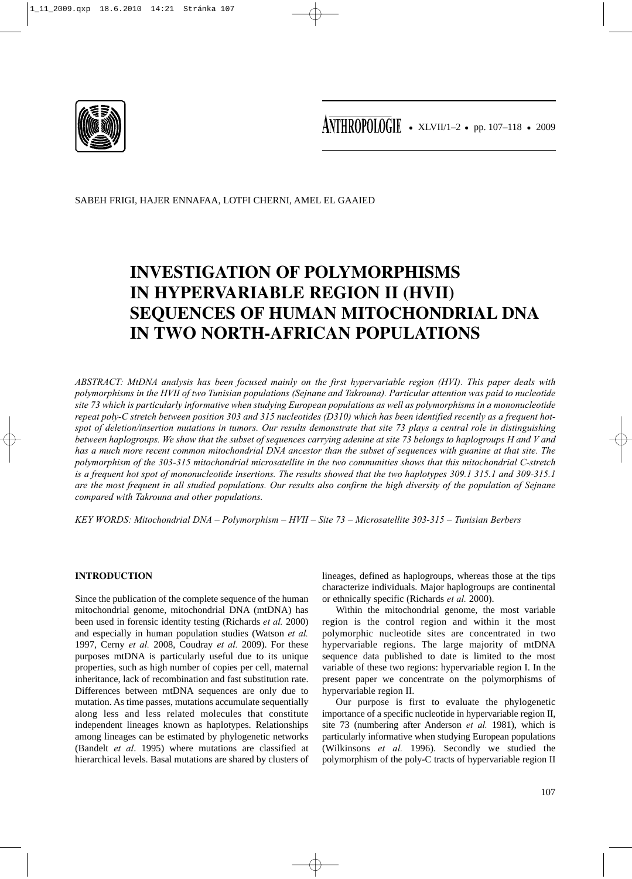SABEH FRIGI, HAJER ENNAFAA, LOTFI CHERNI, AMEL EL GAAIED

# INVESTIGATION OF POLYMORPHISMS IN HYPERVARIABLE REGION II (HVII) SEQUENCES OF HUMAN MITOCHONDRIAL DNA IN TWO NORTH-AFRICAN POPULATIONS

*ABSTRACT: MtDNA analysis has been focused mainly on the first hypervariable region (HVI). This paper deals with polymorphisms in the HVII of two Tunisian populations (Sejnane and Takrouna). Particular attention was paid to nucleotide site 73 which is particularly informative when studying European populations as well as polymorphisms in a mononucleotide repeat poly-C stretch between position 303 and 315 nucleotides (D310) which has been identified recently as a frequent hot-spot of deletion/insertion mutations in tumors. Our results demonstrate that site 73 plays a central role in distinguishing between haplogroups. We show that the subset of sequences carrying adenine at site 73 belongs to haplogroups H and V and has a much more recent common mitochondrial DNA ancestor than the subset of sequences with guanine at that site. The polymorphism of the 303-315 mitochondrial microsatellite in the two communities shows that this mitochondrial C-stretch is a frequent hot spot of mononucleotide insertions. The results showed that the two haplotypes 309.1 315.1 and 309-315.1 are the most frequent in all studied populations. Our results also confirm the high diversity of the population of Sejnane compared with Takrouna and other populations.*

*KEY WORDS: Mitochondrial DNA – Polymorphism – HVII – Site 73 – Microsatellite 303-315 – Tunisian Berbers*

## INTRODUCTION

Since the publication of the complete sequence of the human mitochondrial genome, mitochondrial DNA (mtDNA) has been used in forensic identity testing (Richards *et al.* 2000) and especially in human population studies (Watson *et al.* 1997, Cerny *et al.* 2008, Coudray *et al.* 2009). For these purposes mtDNA is particularly useful due to its unique properties, such as high number of copies per cell, maternal inheritance, lack of recombination and fast substitution rate. Differences between mtDNA sequences are only due to mutation. As time passes, mutations accumulate sequentially along less and less related molecules that constitute independent lineages known as haplotypes. Relationships among lineages can be estimated by phylogenetic networks (Bandelt *et al*. 1995) where mutations are classified at hierarchical levels. Basal mutations are shared by clusters of lineages, defined as haplogroups, whereas those at the tips characterize individuals. Major haplogroups are continental or ethnically specific (Richards *et al.* 2000).

Within the mitochondrial genome, the most variable region is the control region and within it the most polymorphic nucleotide sites are concentrated in two hypervariable regions. The large majority of mtDNA sequence data published to date is limited to the most variable of these two regions: hypervariable region I. In the present paper we concentrate on the polymorphisms of hypervariable region II.

Our purpose is first to evaluate the phylogenetic importance of a specific nucleotide in hypervariable region II, site 73 (numbering after Anderson *et al.* 1981), which is particularly informative when studying European populations (Wilkinsons *et al.* 1996). Secondly we studied the polymorphism of the poly-C tracts of hypervariable region II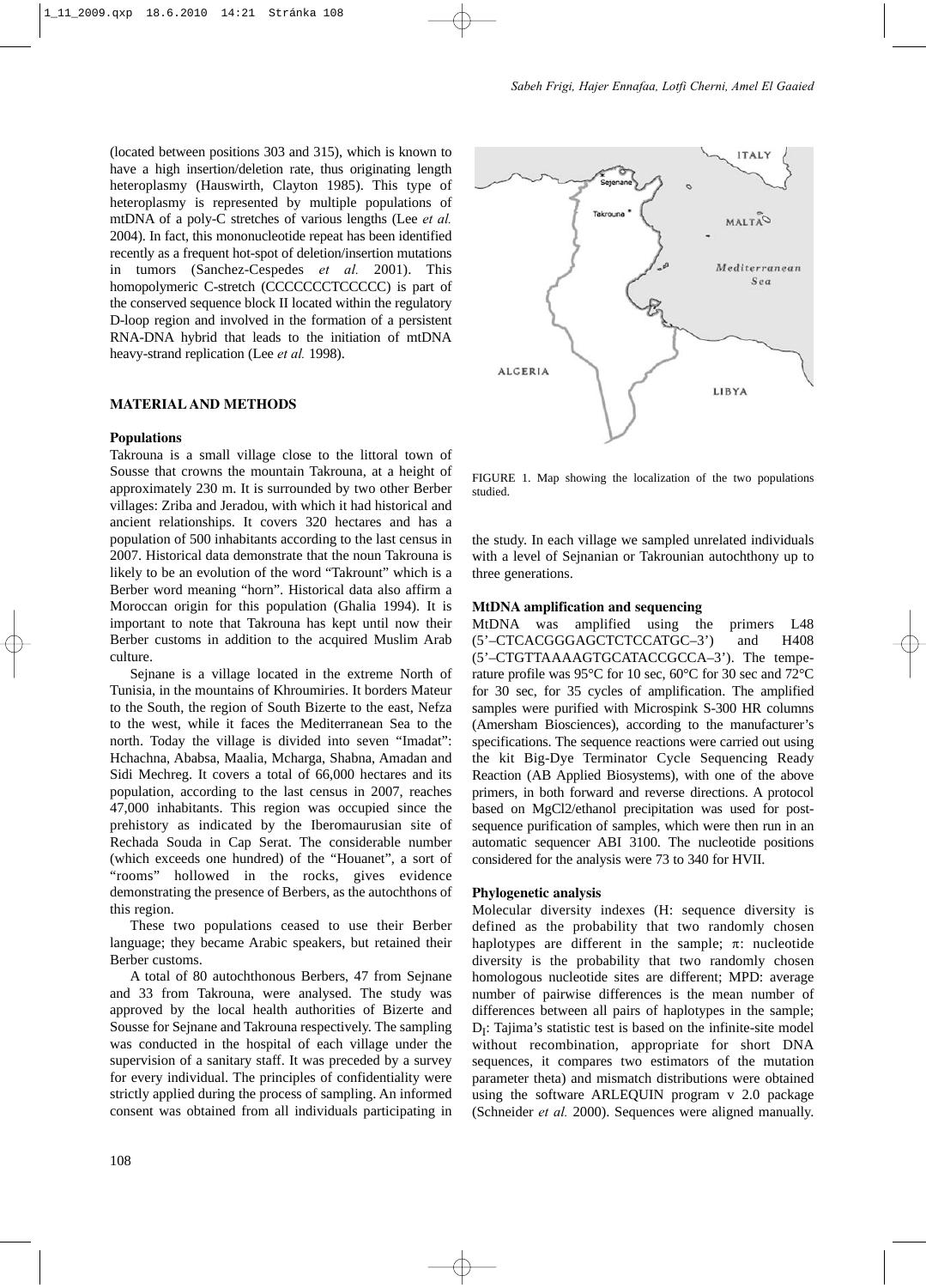(located between positions 303 and 315), which is known to have a high insertion/deletion rate, thus originating length heteroplasmy (Hauswirth, Clayton 1985). This type of heteroplasmy is represented by multiple populations of mtDNA of a poly-C stretches of various lengths (Lee *et al.* 2004). In fact, this mononucleotide repeat has been identified recently as a frequent hot-spot of deletion/insertion mutations in tumors (Sanchez-Cespedes *et al.* 2001). This homopolymeric C-stretch (CCCCCCCTCCCCC) is part of the conserved sequence block II located within the regulatory D-loop region and involved in the formation of a persistent RNA-DNA hybrid that leads to the initiation of mtDNA heavy-strand replication (Lee *et al.* 1998).

## MATERIAL AND METHODS

### Populations

Takrouna is a small village close to the littoral town of Sousse that crowns the mountain Takrouna, at a height of approximately 230 m. It is surrounded by two other Berber villages: Zriba and Jeradou, with which it had historical and ancient relationships. It covers 320 hectares and has a population of 500 inhabitants according to the last census in 2007. Historical data demonstrate that the noun Takrouna is likely to be an evolution of the word "Takrount" which is a Berber word meaning "horn". Historical data also affirm a Moroccan origin for this population (Ghalia 1994). It is important to note that Takrouna has kept until now their Berber customs in addition to the acquired Muslim Arab culture.

Sejnane is a village located in the extreme North of Tunisia, in the mountains of Khroumiries. It borders Mateur to the South, the region of South Bizerte to the east, Nefza to the west, while it faces the Mediterranean Sea to the north. Today the village is divided into seven "Imadat": Hchachna, Ababsa, Maalia, Mcharga, Shabna, Amadan and Sidi Mechreg. It covers a total of 66,000 hectares and its population, according to the last census in 2007, reaches 47,000 inhabitants. This region was occupied since the prehistory as indicated by the Iberomaurusian site of Rechada Souda in Cap Serat. The considerable number (which exceeds one hundred) of the "Houanet", a sort of "rooms" hollowed in the rocks, gives evidence demonstrating the presence of Berbers, as the autochthons of this region.

These two populations ceased to use their Berber language; they became Arabic speakers, but retained their Berber customs.

A total of 80 autochthonous Berbers, 47 from Sejnane and 33 from Takrouna, were analysed. The study was approved by the local health authorities of Bizerte and Sousse for Sejnane and Takrouna respectively. The sampling was conducted in the hospital of each village under the supervision of a sanitary staff. It was preceded by a survey for every individual. The principles of confidentiality were strictly applied during the process of sampling. An informed consent was obtained from all individuals participating in the study. In each village we sampled unrelated individuals with a level of Sejnanian or Takrounian autochthony up to three generations.

FIGURE 1. Map showing the localization of the two populations studied.

### MtDNA amplification and sequencing

MtDNA was amplified using the primers L48 (5'–CTCACGGGAGCTCTCCATGC–3') and H408 (5'–CTGTTAAAAGTGCATACCGCCA–3'). The temperature profile was 95°C for 10 sec, 60°C for 30 sec and 72°C for 30 sec, for 35 cycles of amplification. The amplified samples were purified with Microspink S-300 HR columns (Amersham Biosciences), according to the manufacturer's specifications. The sequence reactions were carried out using the kit Big-Dye Terminator Cycle Sequencing Ready Reaction (AB Applied Biosystems), with one of the above primers, in both forward and reverse directions. A protocol based on $MgCl_2$/ethanol precipitation was used for post-sequence purification of samples, which were then run in an automatic sequencer ABI 3100. The nucleotide positions considered for the analysis were 73 to 340 for HVII.

### Phylogenetic analysis

Molecular diversity indexes (H: sequence diversity is defined as the probability that two randomly chosen haplotypes are different in the sample; $\pi$: nucleotide diversity is the probability that two randomly chosen homologous nucleotide sites are different; MPD: average number of pairwise differences is the mean number of differences between all pairs of haplotypes in the sample; $D_T$: Tajima's statistic test is based on the infinite-site model without recombination, appropriate for short DNA sequences, it compares two estimators of the mutation parameter theta) and mismatch distributions were obtained using the software ARLEQUIN program v 2.0 package (Schneider *et al.* 2000). Sequences were aligned manually.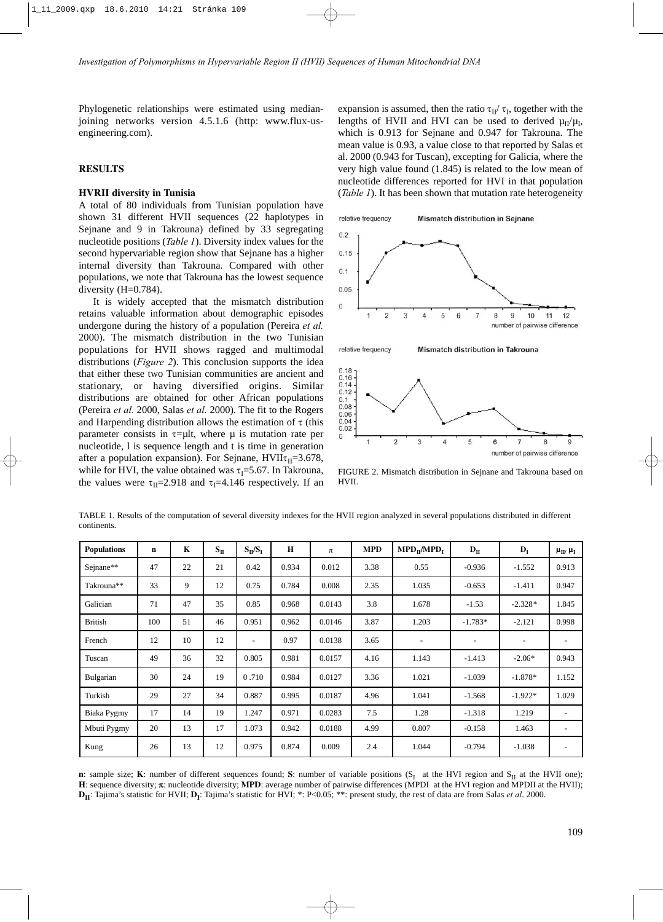Phylogenetic relationships were estimated using median-joining networks version 4.5.1.6 (http: www.flux-us-engineering.com).

## RESULTS

### HVRII diversity in Tunisia

A total of 80 individuals from Tunisian population have shown 31 different HVII sequences (22 haplotypes in Sejnane and 9 in Takrouna) defined by 33 segregating nucleotide positions (*Table 1*). Diversity index values for the second hypervariable region show that Sejnane has a higher internal diversity than Takrouna. Compared with other populations, we note that Takrouna has the lowest sequence diversity (H=0.784).

It is widely accepted that the mismatch distribution retains valuable information about demographic episodes undergone during the history of a population (Pereira *et al.* 2000). The mismatch distribution in the two Tunisian populations for HVII shows ragged and multimodal distributions (*Figure 2*). This conclusion supports the idea that either these two Tunisian communities are ancient and stationary, or having diversified origins. Similar distributions are obtained for other African populations (Pereira *et al.* 2000, Salas *et al.* 2000). The fit to the Rogers and Harpending distribution allows the estimation of $\tau$ (this parameter consists in $\tau=\mu lt$, where $\mu$ is mutation rate per nucleotide, l is sequence length and t is time in generation after a population expansion). For Sejnane, HVII$\tau_{II}$=3.678, while for HVI, the value obtained was $\tau_I$=5.67. In Takrouna, the values were $\tau_{II}$=2.918 and $\tau_I$=4.146 respectively. If an expansion is assumed, then the ratio $\tau_{II}/\tau_I$, together with the lengths of HVII and HVI can be used to derived $\mu_{II}/\mu_I$, which is 0.913 for Sejnane and 0.947 for Takrouna. The mean value is 0.93, a value close to that reported by Salas et al. 2000 (0.943 for Tuscan), excepting for Galicia, where the very high value found (1.845) is related to the low mean of nucleotide differences reported for HVI in that population (*Table 1*). It has been shown that mutation rate heterogeneity

FIGURE 2. Mismatch distribution in Sejnane and Takrouna based on HVII.

TABLE 1. Results of the computation of several diversity indexes for the HVII region analyzed in several populations distributed in different continents.

| Populations | n | K | $S_{II}$ | $S_{II}/S_I$ | H | $\pi$ | MPD | $MPD_{II}/MPD_I$ | $D_{II}$ | $D_I$ | $\mu_{II}/\mu_I$ |
|---|---|---|---|---|---|---|---|---|---|---|---|
| Sejnane** | 47 | 22 | 21 | 0.42 | 0.934 | 0.012 | 3.38 | 0.55 | -0.936 | -1.552 | 0.913 |
| Takrouna** | 33 | 9 | 12 | 0.75 | 0.784 | 0.008 | 2.35 | 1.035 | -0.653 | -1.411 | 0.947 |
| Galician | 71 | 47 | 35 | 0.85 | 0.968 | 0.0143 | 3.8 | 1.678 | -1.53 | -2.328* | 1.845 |
| British | 100 | 51 | 46 | 0.951 | 0.962 | 0.0146 | 3.87 | 1.203 | -1.783* | -2.121 | 0.998 |
| French | 12 | 10 | 12 | - | 0.97 | 0.0138 | 3.65 | - | - | - | - |
| Tuscan | 49 | 36 | 32 | 0.805 | 0.981 | 0.0157 | 4.16 | 1.143 | -1.413 | -2.06* | 0.943 |
| Bulgarian | 30 | 24 | 19 | 0 .710 | 0.984 | 0.0127 | 3.36 | 1.021 | -1.039 | -1.878* | 1.152 |
| Turkish | 29 | 27 | 34 | 0.887 | 0.995 | 0.0187 | 4.96 | 1.041 | -1.568 | -1.922* | 1.029 |
| Biaka Pygmy | 17 | 14 | 19 | 1.247 | 0.971 | 0.0283 | 7.5 | 1.28 | -1.318 | 1.219 | - |
| Mbuti Pygmy | 20 | 13 | 17 | 1.073 | 0.942 | 0.0188 | 4.99 | 0.807 | -0.158 | 1.463 | - |
| Kung | 26 | 13 | 12 | 0.975 | 0.874 | 0.009 | 2.4 | 1.044 | -0.794 | -1.038 | - |

**n**: sample size; **K**: number of different sequences found; **S**: number of variable positions ($S_I$ at the HVI region and $S_{II}$ at the HVII one); **H**: sequence diversity; **$\pi$**: nucleotide diversity; **MPD**: average number of pairwise differences (MPDI at the HVI region and MPDII at the HVII); **$D_{II}$**: Tajima's statistic for HVII; **$D_I$**: Tajima's statistic for HVI; *: P<0.05; **: present study, the rest of data are from Salas *et al*. 2000.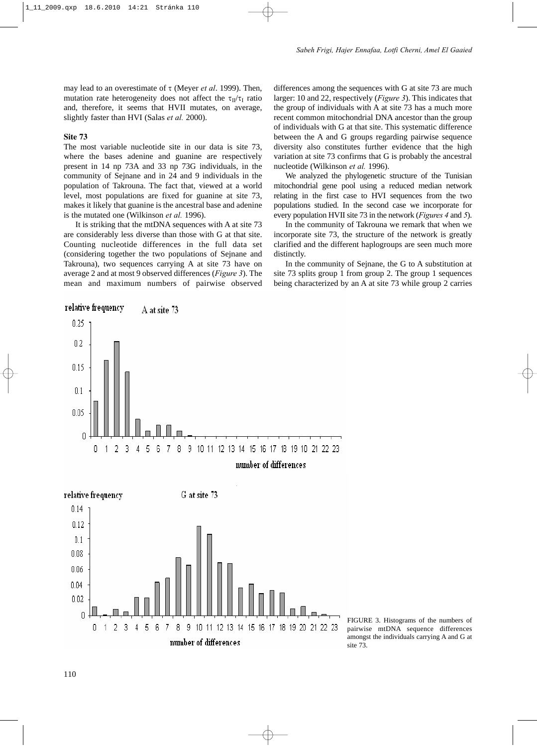may lead to an overestimate of $\tau$ (Meyer *et al*. 1999). Then, mutation rate heterogeneity does not affect the $\tau_{II}/\tau_{I}$ ratio and, therefore, it seems that HVII mutates, on average, slightly faster than HVI (Salas *et al.* 2000).

### Site 73

The most variable nucleotide site in our data is site 73, where the bases adenine and guanine are respectively present in 14 np 73A and 33 np 73G individuals, in the community of Sejnane and in 24 and 9 individuals in the population of Takrouna. The fact that, viewed at a world level, most populations are fixed for guanine at site 73, makes it likely that guanine is the ancestral base and adenine is the mutated one (Wilkinson *et al.* 1996).

It is striking that the mtDNA sequences with A at site 73 are considerably less diverse than those with G at that site. Counting nucleotide differences in the full data set (considering together the two populations of Sejnane and Takrouna), two sequences carrying A at site 73 have on average 2 and at most 9 observed differences (*Figure 3*). The mean and maximum numbers of pairwise observed differences among the sequences with G at site 73 are much larger: 10 and 22, respectively (*Figure 3*). This indicates that the group of individuals with A at site 73 has a much more recent common mitochondrial DNA ancestor than the group of individuals with G at that site. This systematic difference between the A and G groups regarding pairwise sequence diversity also constitutes further evidence that the high variation at site 73 confirms that G is probably the ancestral nucleotide (Wilkinson *et al.* 1996).

We analyzed the phylogenetic structure of the Tunisian mitochondrial gene pool using a reduced median network relating in the first case to HVI sequences from the two populations studied. In the second case we incorporate for every population HVII site 73 in the network (*Figures 4* and *5*).

In the community of Takrouna we remark that when we incorporate site 73, the structure of the network is greatly clarified and the different haplogroups are seen much more distinctly.

In the community of Sejnane, the G to A substitution at site 73 splits group 1 from group 2. The group 1 sequences being characterized by an A at site 73 while group 2 carries

FIGURE 3. Histograms of the numbers of pairwise mtDNA sequence differences amongst the individuals carrying A and G at site 73.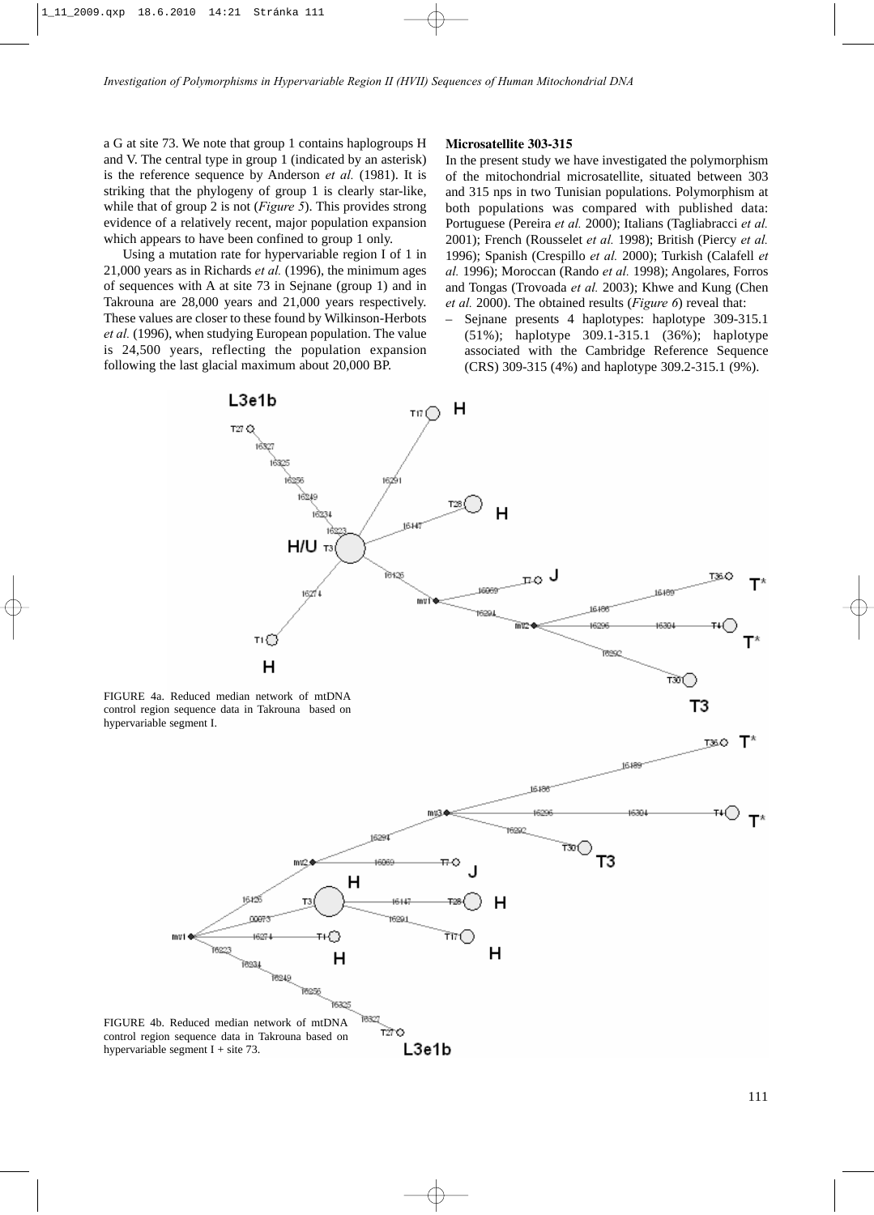a G at site 73. We note that group 1 contains haplogroups H and V. The central type in group 1 (indicated by an asterisk) is the reference sequence by Anderson *et al.* (1981). It is striking that the phylogeny of group 1 is clearly star-like, while that of group 2 is not (*Figure 5*). This provides strong evidence of a relatively recent, major population expansion which appears to have been confined to group 1 only.

Using a mutation rate for hypervariable region I of 1 in 21,000 years as in Richards *et al.* (1996), the minimum ages of sequences with A at site 73 in Sejnane (group 1) and in Takrouna are 28,000 years and 21,000 years respectively. These values are closer to these found by Wilkinson-Herbots *et al.* (1996), when studying European population. The value is 24,500 years, reflecting the population expansion following the last glacial maximum about 20,000 BP.

### Microsatellite 303-315

In the present study we have investigated the polymorphism of the mitochondrial microsatellite, situated between 303 and 315 nps in two Tunisian populations. Polymorphism at both populations was compared with published data: Portuguese (Pereira *et al.* 2000); Italians (Tagliabracci *et al.* 2001); French (Rousselet *et al.* 1998); British (Piercy *et al.* 1996); Spanish (Crespillo *et al.* 2000); Turkish (Calafell *et al.* 1996); Moroccan (Rando *et al.* 1998); Angolares, Forros and Tongas (Trovoada *et al.* 2003); Khwe and Kung (Chen *et al.* 2000). The obtained results (*Figure 6*) reveal that:

- Sejnane presents 4 haplotypes: haplotype 309-315.1 (51%); haplotype 309.1-315.1 (36%); haplotype associated with the Cambridge Reference Sequence (CRS) 309-315 (4%) and haplotype 309.2-315.1 (9%).

FIGURE 4a. Reduced median network of mtDNA control region sequence data in Takrouna based on hypervariable segment I.

FIGURE 4b. Reduced median network of mtDNA control region sequence data in Takrouna based on hypervariable segment I + site 73.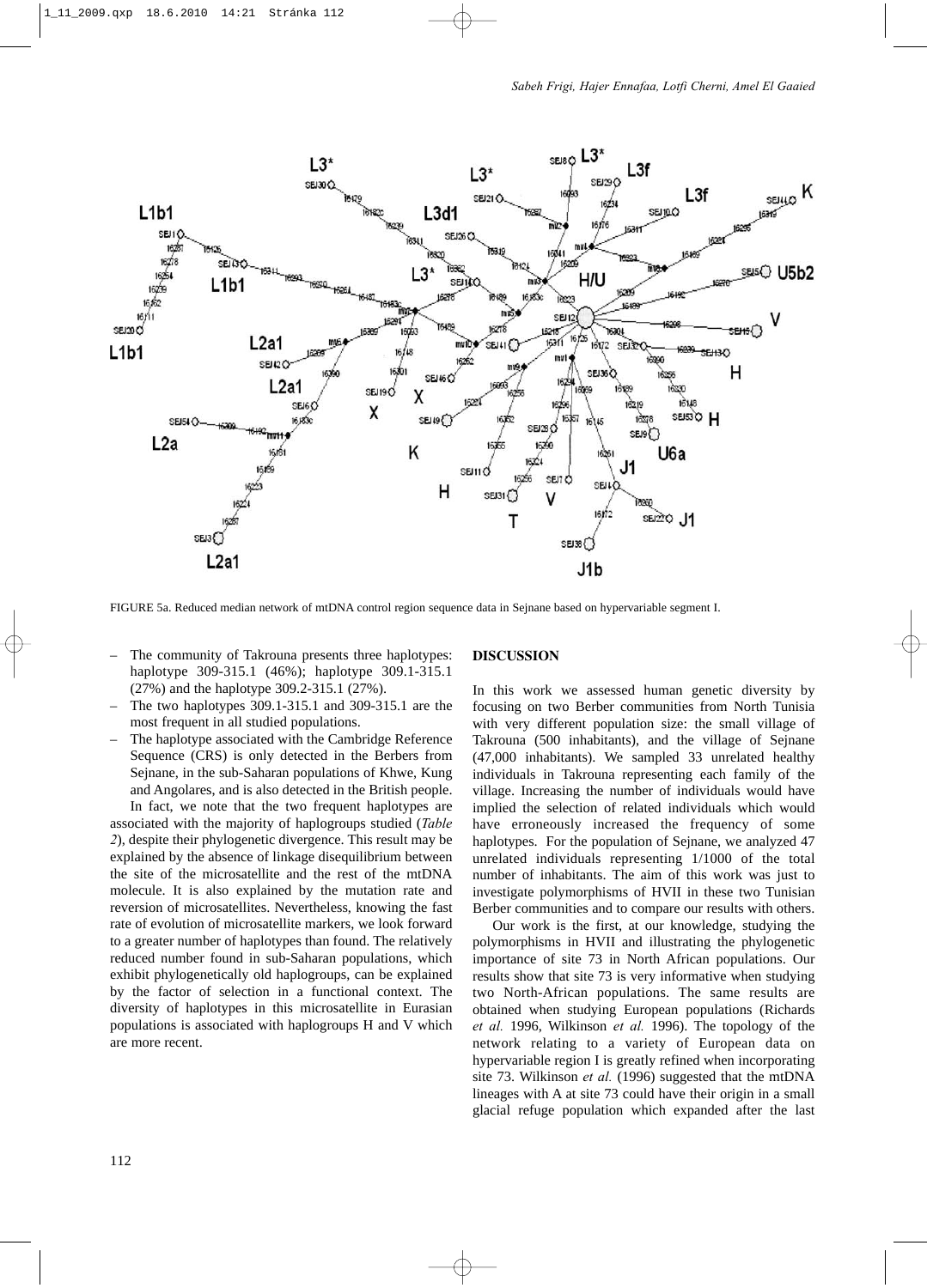FIGURE 5a. Reduced median network of mtDNA control region sequence data in Sejnane based on hypervariable segment I.

- The community of Takrouna presents three haplotypes: haplotype 309-315.1 (46%); haplotype 309.1-315.1 (27%) and the haplotype 309.2-315.1 (27%).
- The two haplotypes 309.1-315.1 and 309-315.1 are the most frequent in all studied populations.
- The haplotype associated with the Cambridge Reference Sequence (CRS) is only detected in the Berbers from Sejnane, in the sub-Saharan populations of Khwe, Kung and Angolares, and is also detected in the British people.

In fact, we note that the two frequent haplotypes are associated with the majority of haplogroups studied (*Table 2*), despite their phylogenetic divergence. This result may be explained by the absence of linkage disequilibrium between the site of the microsatellite and the rest of the mtDNA molecule. It is also explained by the mutation rate and reversion of microsatellites. Nevertheless, knowing the fast rate of evolution of microsatellite markers, we look forward to a greater number of haplotypes than found. The relatively reduced number found in sub-Saharan populations, which exhibit phylogenetically old haplogroups, can be explained by the factor of selection in a functional context. The diversity of haplotypes in this microsatellite in Eurasian populations is associated with haplogroups H and V which are more recent.

## DISCUSSION

In this work we assessed human genetic diversity by focusing on two Berber communities from North Tunisia with very different population size: the small village of Takrouna (500 inhabitants), and the village of Sejnane (47,000 inhabitants). We sampled 33 unrelated healthy individuals in Takrouna representing each family of the village. Increasing the number of individuals would have implied the selection of related individuals which would have erroneously increased the frequency of some haplotypes. For the population of Sejnane, we analyzed 47 unrelated individuals representing 1/1000 of the total number of inhabitants. The aim of this work was just to investigate polymorphisms of HVII in these two Tunisian Berber communities and to compare our results with others.

Our work is the first, at our knowledge, studying the polymorphisms in HVII and illustrating the phylogenetic importance of site 73 in North African populations. Our results show that site 73 is very informative when studying two North-African populations. The same results are obtained when studying European populations (Richards *et al.* 1996, Wilkinson *et al.* 1996). The topology of the network relating to a variety of European data on hypervariable region I is greatly refined when incorporating site 73. Wilkinson *et al.* (1996) suggested that the mtDNA lineages with A at site 73 could have their origin in a small glacial refuge population which expanded after the last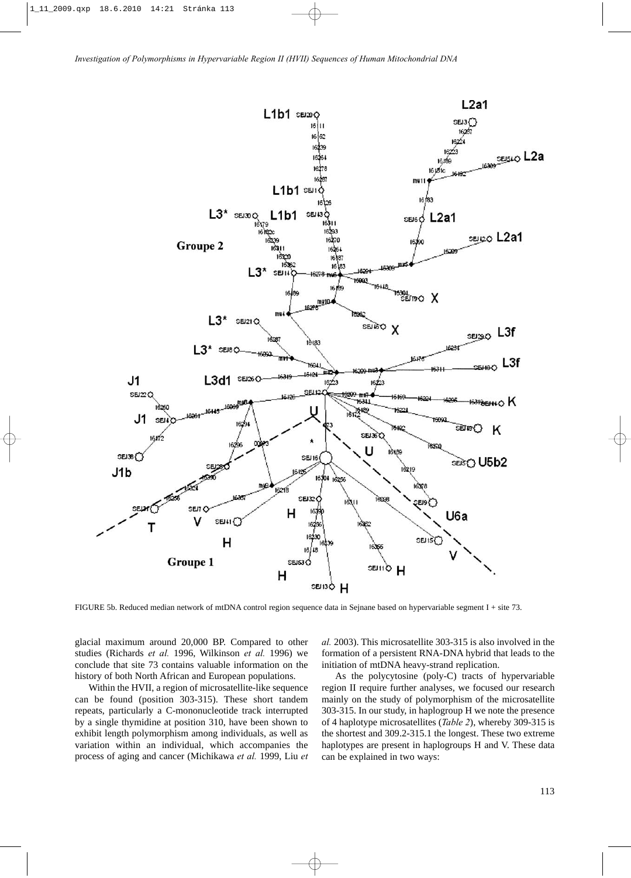FIGURE 5b. Reduced median network of mtDNA control region sequence data in Sejnane based on hypervariable segment I + site 73.

glacial maximum around 20,000 BP. Compared to other studies (Richards *et al.* 1996, Wilkinson *et al.* 1996) we conclude that site 73 contains valuable information on the history of both North African and European populations.

Within the HVII, a region of microsatellite-like sequence can be found (position 303-315). These short tandem repeats, particularly a C-mononucleotide track interrupted by a single thymidine at position 310, have been shown to exhibit length polymorphism among individuals, as well as variation within an individual, which accompanies the process of aging and cancer (Michikawa *et al.* 1999, Liu *et al.* 2003). This microsatellite 303-315 is also involved in the formation of a persistent RNA-DNA hybrid that leads to the initiation of mtDNA heavy-strand replication.

As the polycytosine (poly-C) tracts of hypervariable region II require further analyses, we focused our research mainly on the study of polymorphism of the microsatellite 303-315. In our study, in haplogroup H we note the presence of 4 haplotype microsatellites (*Table 2*), whereby 309-315 is the shortest and 309.2-315.1 the longest. These two extreme haplotypes are present in haplogroups H and V. These data can be explained in two ways: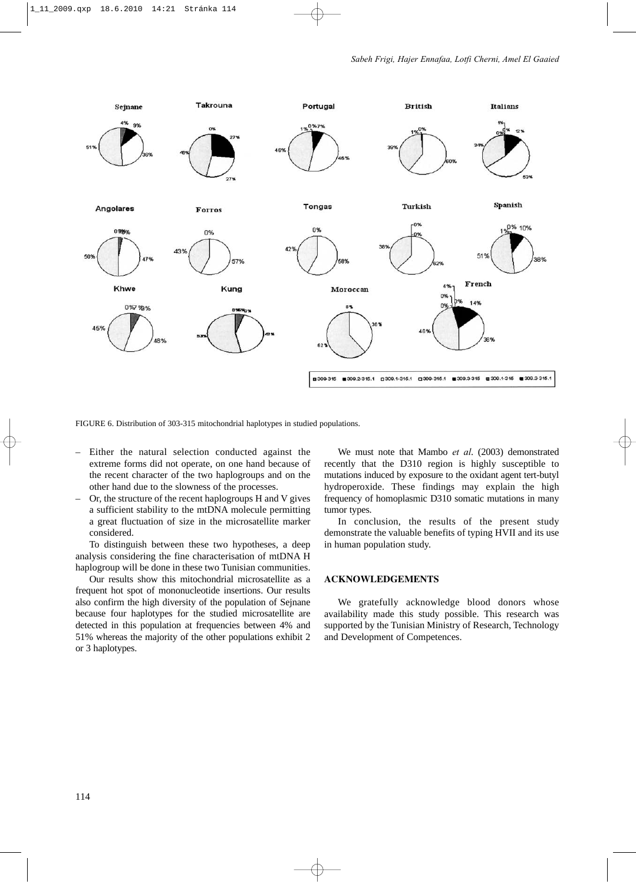FIGURE 6. Distribution of 303-315 mitochondrial haplotypes in studied populations.

- Either the natural selection conducted against the extreme forms did not operate, on one hand because of the recent character of the two haplogroups and on the other hand due to the slowness of the processes.
- Or, the structure of the recent haplogroups H and V gives a sufficient stability to the mtDNA molecule permitting a great fluctuation of size in the microsatellite marker considered.

To distinguish between these two hypotheses, a deep analysis considering the fine characterisation of mtDNA H haplogroup will be done in these two Tunisian communities.

Our results show this mitochondrial microsatellite as a frequent hot spot of mononucleotide insertions. Our results also confirm the high diversity of the population of Sejnane because four haplotypes for the studied microsatellite are detected in this population at frequencies between 4% and 51% whereas the majority of the other populations exhibit 2 or 3 haplotypes.

We must note that Mambo *et al.* (2003) demonstrated recently that the D310 region is highly susceptible to mutations induced by exposure to the oxidant agent tert-butyl hydroperoxide. These findings may explain the high frequency of homoplasmic D310 somatic mutations in many tumor types.

In conclusion, the results of the present study demonstrate the valuable benefits of typing HVII and its use in human population study.

## ACKNOWLEDGEMENTS

We gratefully acknowledge blood donors whose availability made this study possible. This research was supported by the Tunisian Ministry of Research, Technology and Development of Competences.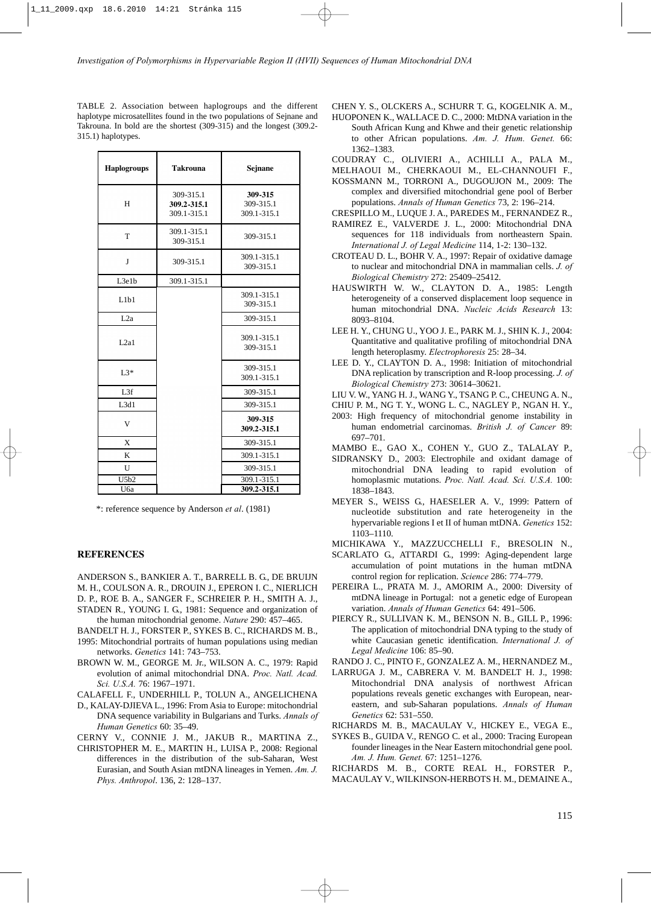TABLE 2. Association between haplogroups and the different haplotype microsatellites found in the two populations of Sejnane and Takrouna. In bold are the shortest (309-315) and the longest (309.2-315.1) haplotypes.

| Haplogroups | Takrouna | Sejnane |
|---|---|---|
| H | 309-315.1<br>**309.2-315.1**<br>309.1-315.1 | **309-315**<br>309-315.1<br>309.1-315.1 |
| T | 309.1-315.1<br>309-315.1 | 309-315.1 |
| J | 309-315.1 | 309.1-315.1<br>309-315.1 |
| L3e1b | 309.1-315.1 | |
| L1b1 | | 309.1-315.1<br>309-315.1 |
| L2a | | 309-315.1 |
| L2a1 | | 309.1-315.1<br>309-315.1 |
| L3* | | 309-315.1<br>309.1-315.1 |
| L3f | | 309-315.1 |
| L3d1 | | 309-315.1 |
| V | | **309-315**<br>**309.2-315.1** |
| X | | 309-315.1 |
| K | | 309.1-315.1 |
| U | | 309-315.1 |
| U5b2 | | 309.1-315.1 |
| U6a | | **309.2-315.1** |

*: reference sequence by Anderson *et al*. (1981)

## REFERENCES

ANDERSON S., BANKIER A. T., BARRELL B. G., DE BRUIJN M. H., COULSON A. R., DROUIN J., EPERON I. C., NIERLICH D. P., ROE B. A., SANGER F., SCHREIER P. H., SMITH A. J., STADEN R., YOUNG I. G., 1981: Sequence and organization of the human mitochondrial genome. *Nature* 290: 457–465.

BANDELT H. J., FORSTER P., SYKES B. C., RICHARDS M. B., 1995: Mitochondrial portraits of human populations using median networks. *Genetics* 141: 743–753.

BROWN W. M., GEORGE M. Jr., WILSON A. C., 1979: Rapid evolution of animal mitochondrial DNA. *Proc. Natl. Acad. Sci. U.S.A.* 76: 1967–1971.

CALAFELL F., UNDERHILL P., TOLUN A., ANGELICHENA D., KALAY-DJIEVA L., 1996: From Asia to Europe: mitochondrial DNA sequence variability in Bulgarians and Turks. *Annals of Human Genetics* 60: 35–49.

CERNY V., CONNIE J. M., JAKUB R., MARTINA Z., CHRISTOPHER M. E., MARTIN H., LUISA P., 2008: Regional differences in the distribution of the sub-Saharan, West Eurasian, and South Asian mtDNA lineages in Yemen. *Am. J. Phys. Anthropol*. 136, 2: 128–137.

CHEN Y. S., OLCKERS A., SCHURR T. G., KOGELNIK A. M., HUOPONEN K., WALLACE D. C., 2000: MtDNA variation in the South African Kung and Khwe and their genetic relationship to other African populations. *Am. J. Hum. Genet.* 66: 1362–1383.

COUDRAY C., OLIVIERI A., ACHILLI A., PALA M., MELHAOUI M., CHERKAOUI M., EL-CHANNOUFI F., KOSSMANN M., TORRONI A., DUGOUJON M., 2009: The complex and diversified mitochondrial gene pool of Berber populations. *Annals of Human Genetics* 73, 2: 196–214.

CRESPILLO M., LUQUE J. A., PAREDES M., FERNANDEZ R., RAMIREZ E., VALVERDE J. L., 2000: Mitochondrial DNA sequences for 118 individuals from northeastern Spain. *International J. of Legal Medicine* 114, 1-2: 130–132.

CROTEAU D. L., BOHR V. A., 1997: Repair of oxidative damage to nuclear and mitochondrial DNA in mammalian cells. *J. of Biological Chemistry* 272: 25409–25412.

HAUSWIRTH W. W., CLAYTON D. A., 1985: Length heterogeneity of a conserved displacement loop sequence in human mitochondrial DNA. *Nucleic Acids Research* 13: 8093–8104.

LEE H. Y., CHUNG U., YOO J. E., PARK M. J., SHIN K. J., 2004: Quantitative and qualitative profiling of mitochondrial DNA length heteroplasmy. *Electrophoresis* 25: 28–34.

LEE D. Y., CLAYTON D. A., 1998: Initiation of mitochondrial DNA replication by transcription and R-loop processing. *J. of Biological Chemistry* 273: 30614–30621.

LIU V. W., YANG H. J., WANG Y., TSANG P. C., CHEUNG A. N., CHIU P. M., NG T. Y., WONG L. C., NAGLEY P., NGAN H. Y., 2003: High frequency of mitochondrial genome instability in human endometrial carcinomas. *British J. of Cancer* 89: 697–701.

MAMBO E., GAO X., COHEN Y., GUO Z., TALALAY P., SIDRANSKY D., 2003: Electrophile and oxidant damage of mitochondrial DNA leading to rapid evolution of homoplasmic mutations. *Proc. Natl. Acad. Sci. U.S.A.* 100: 1838–1843.

MEYER S., WEISS G., HAESELER A. V., 1999: Pattern of nucleotide substitution and rate heterogeneity in the hypervariable regions I et II of human mtDNA. *Genetics* 152: 1103–1110.

MICHIKAWA Y., MAZZUCCHELLI F., BRESOLIN N., SCARLATO G., ATTARDI G., 1999: Aging-dependent large accumulation of point mutations in the human mtDNA control region for replication. *Science* 286: 774–779.

PEREIRA L., PRATA M. J., AMORIM A., 2000: Diversity of mtDNA lineage in Portugal: not a genetic edge of European variation. *Annals of Human Genetics* 64: 491–506.

PIERCY R., SULLIVAN K. M., BENSON N. B., GILL P., 1996: The application of mitochondrial DNA typing to the study of white Caucasian genetic identification. *International J. of Legal Medicine* 106: 85–90.

RANDO J. C., PINTO F., GONZALEZ A. M., HERNANDEZ M., LARRUGA J. M., CABRERA V. M. BANDELT H. J., 1998: Mitochondrial DNA analysis of northwest African populations reveals genetic exchanges with European, near-eastern, and sub-Saharan populations. *Annals of Human Genetics* 62: 531–550.

RICHARDS M. B., MACAULAY V., HICKEY E., VEGA E., SYKES B., GUIDA V., RENGO C. et al., 2000: Tracing European founder lineages in the Near Eastern mitochondrial gene pool. *Am. J. Hum. Genet.* 67: 1251–1276.

RICHARDS M. B., CORTE REAL H., FORSTER P., MACAULAY V., WILKINSON-HERBOTS H. M., DEMAINE A.,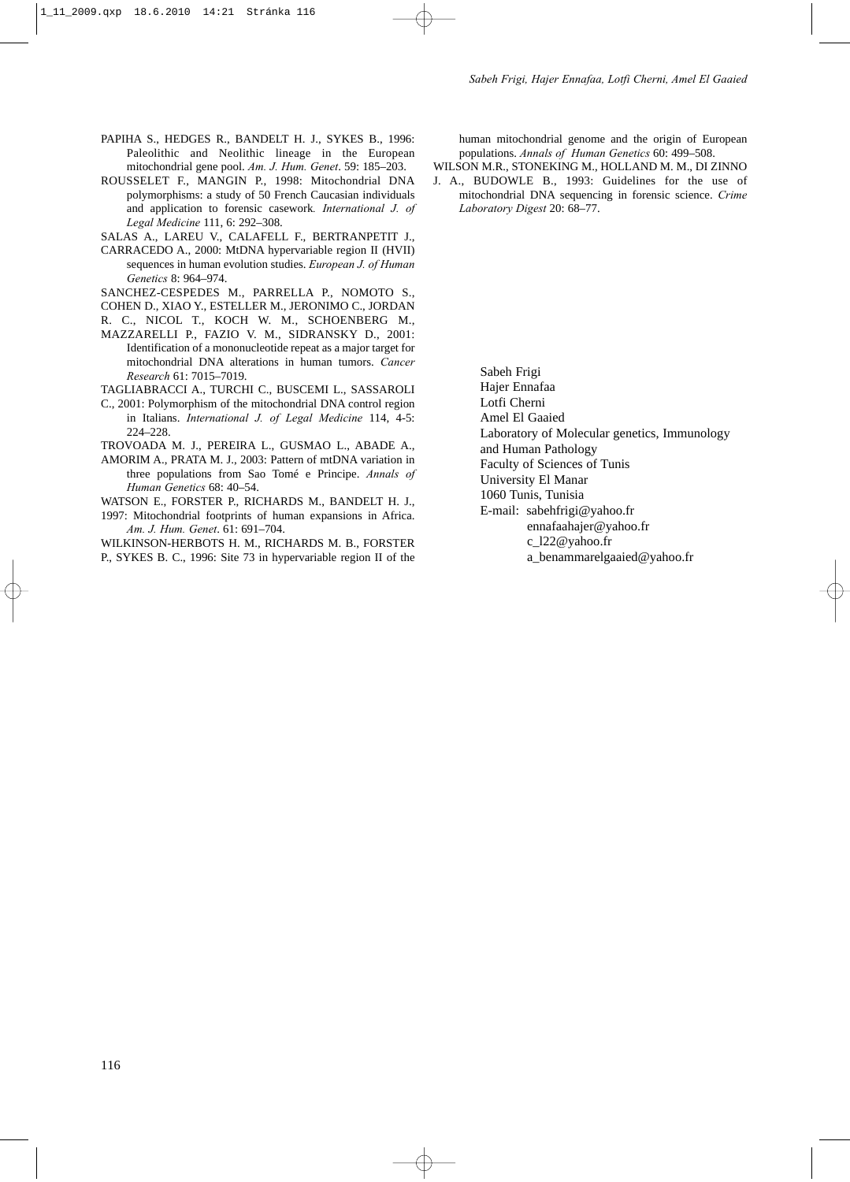PAPIHA S., HEDGES R., BANDELT H. J., SYKES B., 1996: Paleolithic and Neolithic lineage in the European mitochondrial gene pool. *Am. J. Hum. Genet*. 59: 185–203.

ROUSSELET F., MANGIN P., 1998: Mitochondrial DNA polymorphisms: a study of 50 French Caucasian individuals and application to forensic casework. *International J. of Legal Medicine* 111, 6: 292–308.

SALAS A., LAREU V., CALAFELL F., BERTRANPETIT J., CARRACEDO A., 2000: MtDNA hypervariable region II (HVII) sequences in human evolution studies. *European J. of Human Genetics* 8: 964–974.

SANCHEZ-CESPEDES M., PARRELLA P., NOMOTO S., COHEN D., XIAO Y., ESTELLER M., JERONIMO C., JORDAN R. C., NICOL T., KOCH W. M., SCHOENBERG M., MAZZARELLI P., FAZIO V. M., SIDRANSKY D., 2001: Identification of a mononucleotide repeat as a major target for mitochondrial DNA alterations in human tumors. *Cancer Research* 61: 7015–7019.

TAGLIABRACCI A., TURCHI C., BUSCEMI L., SASSAROLI C., 2001: Polymorphism of the mitochondrial DNA control region in Italians. *International J. of Legal Medicine* 114, 4-5: 224–228.

TROVOADA M. J., PEREIRA L., GUSMAO L., ABADE A., AMORIM A., PRATA M. J., 2003: Pattern of mtDNA variation in three populations from Sao Tomé e Principe. *Annals of Human Genetics* 68: 40–54.

WATSON E., FORSTER P., RICHARDS M., BANDELT H. J., 1997: Mitochondrial footprints of human expansions in Africa. *Am. J. Hum. Genet*. 61: 691–704.

WILKINSON-HERBOTS H. M., RICHARDS M. B., FORSTER P., SYKES B. C., 1996: Site 73 in hypervariable region II of the human mitochondrial genome and the origin of European populations. *Annals of Human Genetics* 60: 499–508.

WILSON M.R., STONEKING M., HOLLAND M. M., DI ZINNO J. A., BUDOWLE B., 1993: Guidelines for the use of mitochondrial DNA sequencing in forensic science. *Crime Laboratory Digest* 20: 68–77.

Sabeh Frigi
Hajer Ennafaa
Lotfi Cherni
Amel El Gaaied
Laboratory of Molecular genetics, Immunology and Human Pathology
Faculty of Sciences of Tunis
University El Manar
1060 Tunis, Tunisia
E-mail: sabehfrigi@yahoo.fr
ennafaahajer@yahoo.fr
c_l22@yahoo.fr
a_benammarelgaaied@yahoo.fr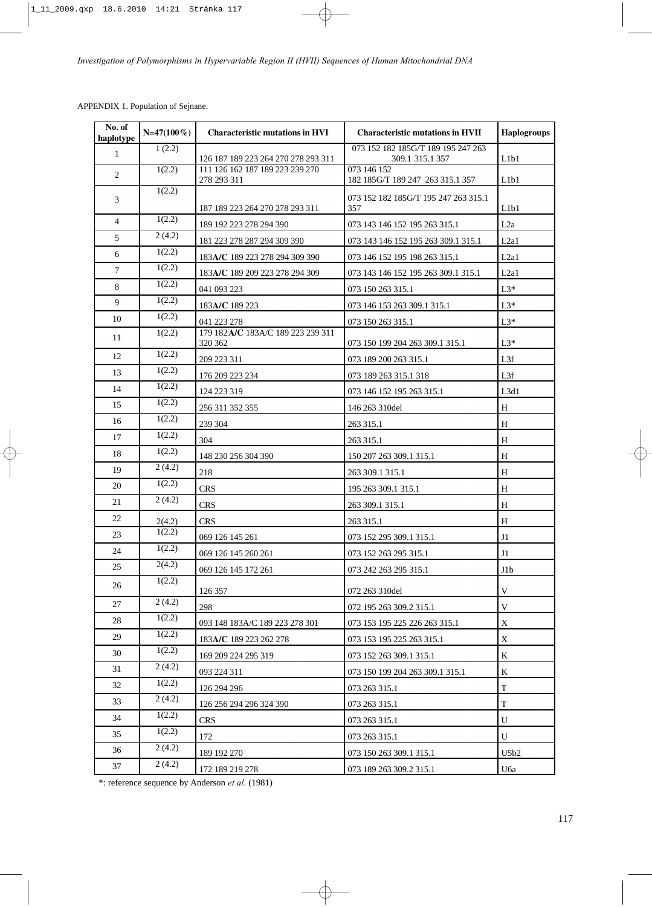APPENDIX 1. Population of Sejnane.

| No. of haplotype | N=47(100%) | Characteristic mutations in HVI | Characteristic mutations in HVII | Haplogroups |
|---|---|---|---|---|
| 1 | 1 (2.2) | 126 187 189 223 264 270 278 293 311 | 073 152 182 185G/T 189 195 247 263 309.1 315.1 357 | L1b1 |
| 2 | 1(2.2) | 111 126 162 187 189 223 239 270 278 293 311 | 073 146 152 182 185G/T 189 247 263 315.1 357 | L1b1 |
| 3 | 1(2.2) | 187 189 223 264 270 278 293 311 | 073 152 182 185G/T 195 247 263 315.1 357 | L1b1 |
| 4 | 1(2.2) | 189 192 223 278 294 390 | 073 143 146 152 195 263 315.1 | L2a |
| 5 | 2 (4.2) | 181 223 278 287 294 309 390 | 073 143 146 152 195 263 309.1 315.1 | L2a1 |
| 6 | 1(2.2) | 183**A/C** 189 223 278 294 309 390 | 073 146 152 195 198 263 315.1 | L2a1 |
| 7 | 1(2.2) | 183**A/C** 189 209 223 278 294 309 | 073 143 146 152 195 263 309.1 315.1 | L2a1 |
| 8 | 1(2.2) | 041 093 223 | 073 150 263 315.1 | L3* |
| 9 | 1(2.2) | 183**A/C** 189 223 | 073 146 153 263 309.1 315.1 | L3* |
| 10 | 1(2.2) | 041 223 278 | 073 150 263 315.1 | L3* |
| 11 | 1(2.2) | 179 182**A/C** 183A/C 189 223 239 311 320 362 | 073 150 199 204 263 309.1 315.1 | L3* |
| 12 | 1(2.2) | 209 223 311 | 073 189 200 263 315.1 | L3f |
| 13 | 1(2.2) | 176 209 223 234 | 073 189 263 315.1 318 | L3f |
| 14 | 1(2.2) | 124 223 319 | 073 146 152 195 263 315.1 | L3d1 |
| 15 | 1(2.2) | 256 311 352 355 | 146 263 310del | H |
| 16 | 1(2.2) | 239 304 | 263 315.1 | H |
| 17 | 1(2.2) | 304 | 263 315.1 | H |
| 18 | 1(2.2) | 148 230 256 304 390 | 150 207 263 309.1 315.1 | H |
| 19 | 2 (4.2) | 218 | 263 309.1 315.1 | H |
| 20 | 1(2.2) | CRS | 195 263 309.1 315.1 | H |
| 21 | 2 (4.2) | CRS | 263 309.1 315.1 | H |
| 22 | 2(4.2) | CRS | 263 315.1 | H |
| 23 | 1(2.2) | 069 126 145 261 | 073 152 295 309.1 315.1 | J1 |
| 24 | 1(2.2) | 069 126 145 260 261 | 073 152 263 295 315.1 | J1 |
| 25 | 2(4.2) | 069 126 145 172 261 | 073 242 263 295 315.1 | J1b |
| 26 | 1(2.2) | 126 357 | 072 263 310del | V |
| 27 | 2 (4.2) | 298 | 072 195 263 309.2 315.1 | V |
| 28 | 1(2.2) | 093 148 183A/C 189 223 278 301 | 073 153 195 225 226 263 315.1 | X |
| 29 | 1(2.2) | 183**A/C** 189 223 262 278 | 073 153 195 225 263 315.1 | X |
| 30 | 1(2.2) | 169 209 224 295 319 | 073 152 263 309.1 315.1 | K |
| 31 | 2 (4.2) | 093 224 311 | 073 150 199 204 263 309.1 315.1 | K |
| 32 | 1(2.2) | 126 294 296 | 073 263 315.1 | T |
| 33 | 2 (4.2) | 126 256 294 296 324 390 | 073 263 315.1 | T |
| 34 | 1(2.2) | CRS | 073 263 315.1 | U |
| 35 | 1(2.2) | 172 | 073 263 315.1 | U |
| 36 | 2 (4.2) | 189 192 270 | 073 150 263 309.1 315.1 | U5b2 |
| 37 | 2 (4.2) | 172 189 219 278 | 073 189 263 309.2 315.1 | U6a |

*: reference sequence by Anderson *et al*. (1981)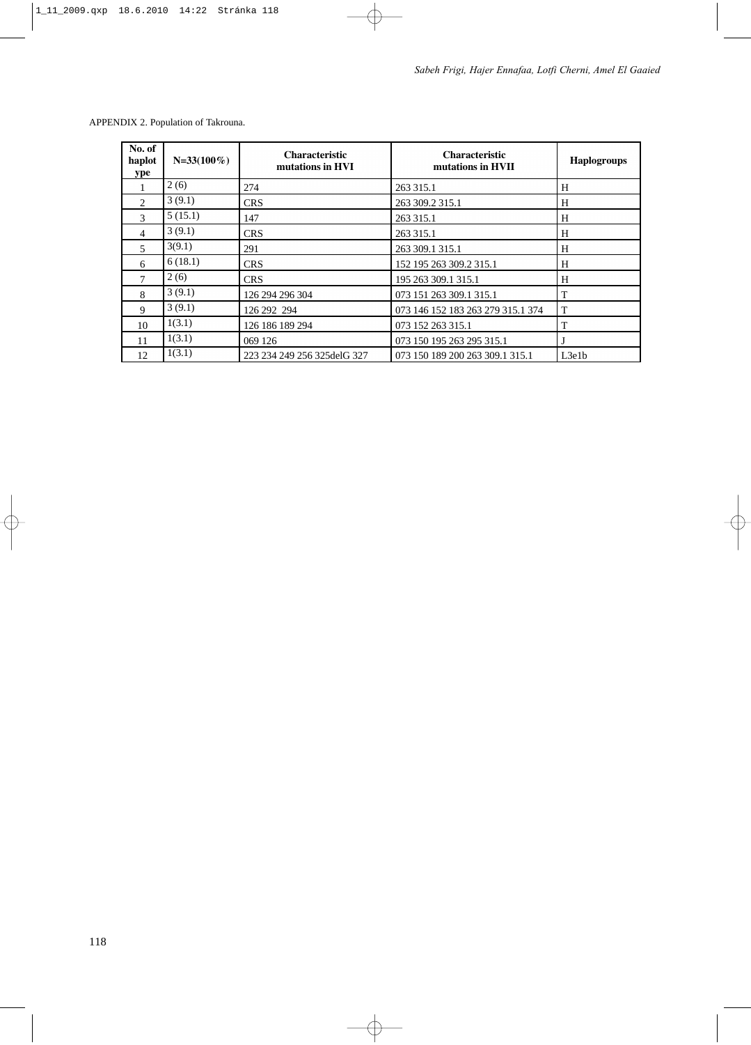APPENDIX 2. Population of Takrouna.

| No. of haplotype | N=33(100%) | Characteristic mutations in HVI | Characteristic mutations in HVII | Haplogroups |
|---|---|---|---|---|
| 1 | 2 (6) | 274 | 263 315.1 | H |
| 2 | 3 (9.1) | CRS | 263 309.2 315.1 | H |
| 3 | 5 (15.1) | 147 | 263 315.1 | H |
| 4 | 3 (9.1) | CRS | 263 315.1 | H |
| 5 | 3(9.1) | 291 | 263 309.1 315.1 | H |
| 6 | 6 (18.1) | CRS | 152 195 263 309.2 315.1 | H |
| 7 | 2 (6) | CRS | 195 263 309.1 315.1 | H |
| 8 | 3 (9.1) | 126 294 296 304 | 073 151 263 309.1 315.1 | T |
| 9 | 3 (9.1) | 126 292 294 | 073 146 152 183 263 279 315.1 374 | T |
| 10 | 1(3.1) | 126 186 189 294 | 073 152 263 315.1 | T |
| 11 | 1(3.1) | 069 126 | 073 150 195 263 295 315.1 | J |
| 12 | 1(3.1) | 223 234 249 256 325delG 327 | 073 150 189 200 263 309.1 315.1 | L3e1b |